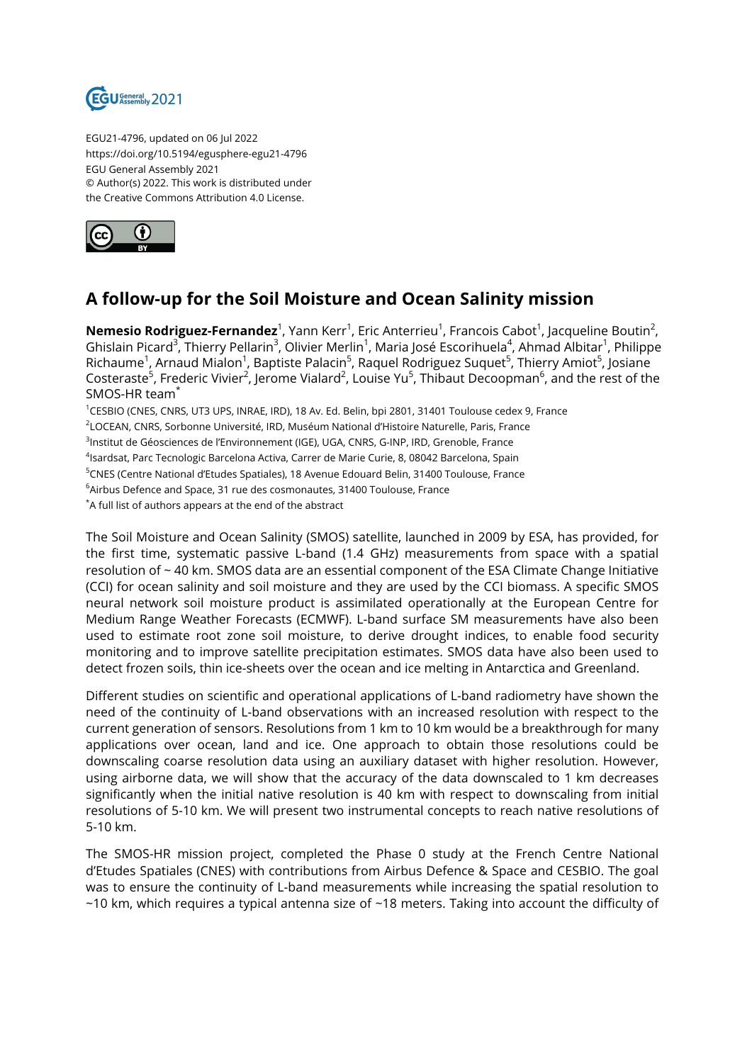EGU21-4796, updated on 06 Jul 2022
https://doi.org/10.5194/egusphere-egu21-4796
EGU General Assembly 2021
© Author(s) 2022. This work is distributed under
the Creative Commons Attribution 4.0 License.

# A follow-up for the Soil Moisture and Ocean Salinity mission

**Nemesio Rodriguez-Fernandez**[1], Yann Kerr[1], Eric Anterrieu[1], Francois Cabot[1], Jacqueline Boutin[2], Ghislain Picard[3], Thierry Pellarin[3], Olivier Merlin[1], Maria José Escorihuela[4], Ahmad Albitar[1], Philippe Richaume[1], Arnaud Mialon[1], Baptiste Palacin[5], Raquel Rodriguez Suquet[5], Thierry Amiot[5], Josiane Costeraste[5], Frederic Vivier[2], Jerome Vialard[2], Louise Yu[5], Thibaut Decoopman[6], and the rest of the SMOS-HR team[*]

[1]CESBIO (CNES, CNRS, UT3 UPS, INRAE, IRD), 18 Av. Ed. Belin, bpi 2801, 31401 Toulouse cedex 9, France
[2]LOCEAN, CNRS, Sorbonne Université, IRD, Muséum National d'Histoire Naturelle, Paris, France
[3]Institut de Géosciences de l'Environnement (IGE), UGA, CNRS, G-INP, IRD, Grenoble, France
[4]Isardsat, Parc Tecnologic Barcelona Activa, Carrer de Marie Curie, 8, 08042 Barcelona, Spain
[5]CNES (Centre National d'Etudes Spatiales), 18 Avenue Edouard Belin, 31400 Toulouse, France
[6]Airbus Defence and Space, 31 rue des cosmonautes, 31400 Toulouse, France
[*]A full list of authors appears at the end of the abstract

The Soil Moisture and Ocean Salinity (SMOS) satellite, launched in 2009 by ESA, has provided, for the first time, systematic passive L-band (1.4 GHz) measurements from space with a spatial resolution of ~ 40 km. SMOS data are an essential component of the ESA Climate Change Initiative (CCI) for ocean salinity and soil moisture and they are used by the CCI biomass. A specific SMOS neural network soil moisture product is assimilated operationally at the European Centre for Medium Range Weather Forecasts (ECMWF). L-band surface SM measurements have also been used to estimate root zone soil moisture, to derive drought indices, to enable food security monitoring and to improve satellite precipitation estimates. SMOS data have also been used to detect frozen soils, thin ice-sheets over the ocean and ice melting in Antarctica and Greenland.

Different studies on scientific and operational applications of L-band radiometry have shown the need of the continuity of L-band observations with an increased resolution with respect to the current generation of sensors. Resolutions from 1 km to 10 km would be a breakthrough for many applications over ocean, land and ice. One approach to obtain those resolutions could be downscaling coarse resolution data using an auxiliary dataset with higher resolution. However, using airborne data, we will show that the accuracy of the data downscaled to 1 km decreases significantly when the initial native resolution is 40 km with respect to downscaling from initial resolutions of 5-10 km. We will present two instrumental concepts to reach native resolutions of 5-10 km.

The SMOS-HR mission project, completed the Phase 0 study at the French Centre National d'Etudes Spatiales (CNES) with contributions from Airbus Defence & Space and CESBIO. The goal was to ensure the continuity of L-band measurements while increasing the spatial resolution to ~10 km, which requires a typical antenna size of ~18 meters. Taking into account the difficulty of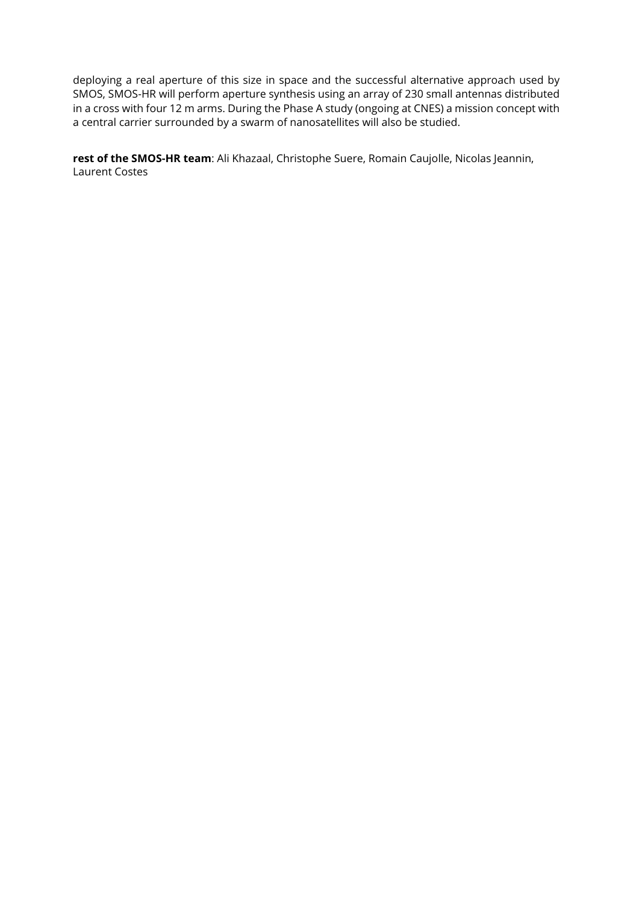deploying a real aperture of this size in space and the successful alternative approach used by SMOS, SMOS-HR will perform aperture synthesis using an array of 230 small antennas distributed in a cross with four 12 m arms. During the Phase A study (ongoing at CNES) a mission concept with a central carrier surrounded by a swarm of nanosatellites will also be studied.

**rest of the SMOS-HR team**: Ali Khazaal, Christophe Suere, Romain Caujolle, Nicolas Jeannin, Laurent Costes